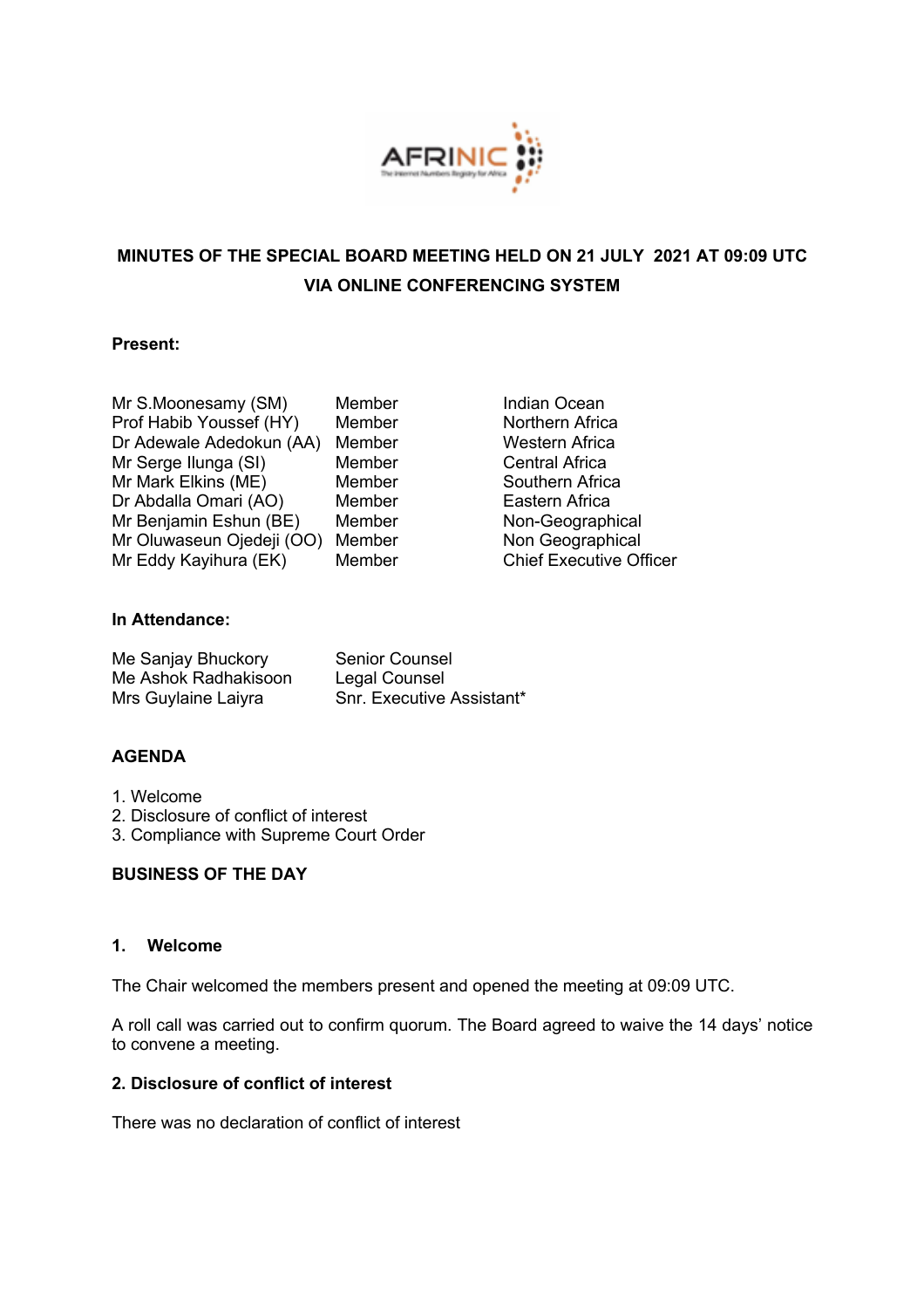**MINUTES OF THE SPECIAL BOARD MEETING HELD ON 21 JULY 2021 AT 09:09 UTC VIA ONLINE CONFERENCING SYSTEM**

**Present:**

| | | |
|---|---|---|
| Mr S.Moonesamy (SM) | Member | Indian Ocean |
| Prof Habib Youssef (HY) | Member | Northern Africa |
| Dr Adewale Adedokun (AA) | Member | Western Africa |
| Mr Serge Ilunga (SI) | Member | Central Africa |
| Mr Mark Elkins (ME) | Member | Southern Africa |
| Dr Abdalla Omari (AO) | Member | Eastern Africa |
| Mr Benjamin Eshun (BE) | Member | Non-Geographical |
| Mr Oluwaseun Ojedeji (OO) | Member | Non Geographical |
| Mr Eddy Kayihura (EK) | Member | Chief Executive Officer |

**In Attendance:**

| | |
|---|---|
| Me Sanjay Bhuckory | Senior Counsel |
| Me Ashok Radhakisoon | Legal Counsel |
| Mrs Guylaine Laiyra | Snr. Executive Assistant* |

**AGENDA**

1. Welcome
2. Disclosure of conflict of interest
3. Compliance with Supreme Court Order

**BUSINESS OF THE DAY**

**1. Welcome**

The Chair welcomed the members present and opened the meeting at 09:09 UTC.

A roll call was carried out to confirm quorum. The Board agreed to waive the 14 days' notice to convene a meeting.

**2. Disclosure of conflict of interest**

There was no declaration of conflict of interest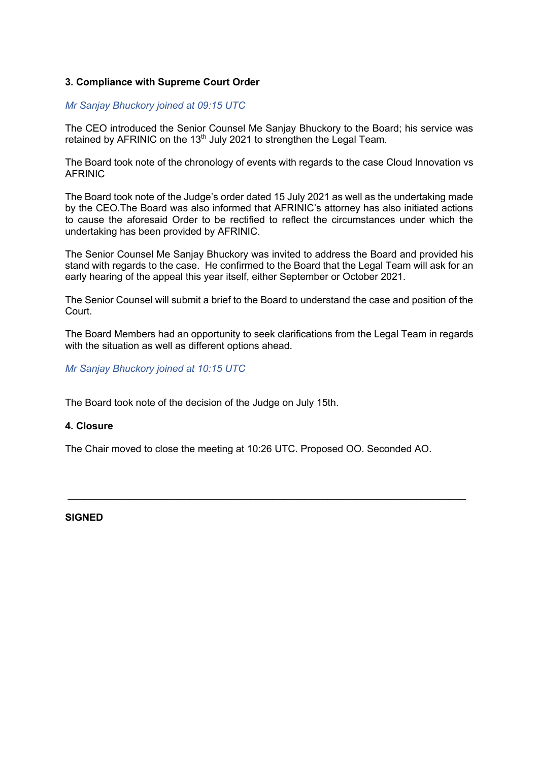### 3. Compliance with Supreme Court Order

*Mr Sanjay Bhuckory joined at 09:15 UTC*

The CEO introduced the Senior Counsel Me Sanjay Bhuckory to the Board; his service was retained by AFRINIC on the 13th July 2021 to strengthen the Legal Team.

The Board took note of the chronology of events with regards to the case Cloud Innovation vs AFRINIC

The Board took note of the Judge's order dated 15 July 2021 as well as the undertaking made by the CEO.The Board was also informed that AFRINIC's attorney has also initiated actions to cause the aforesaid Order to be rectified to reflect the circumstances under which the undertaking has been provided by AFRINIC.

The Senior Counsel Me Sanjay Bhuckory was invited to address the Board and provided his stand with regards to the case. He confirmed to the Board that the Legal Team will ask for an early hearing of the appeal this year itself, either September or October 2021.

The Senior Counsel will submit a brief to the Board to understand the case and position of the Court.

The Board Members had an opportunity to seek clarifications from the Legal Team in regards with the situation as well as different options ahead.

*Mr Sanjay Bhuckory joined at 10:15 UTC*

The Board took note of the decision of the Judge on July 15th.

### 4. Closure

The Chair moved to close the meeting at 10:26 UTC. Proposed OO. Seconded AO.

---

**SIGNED**